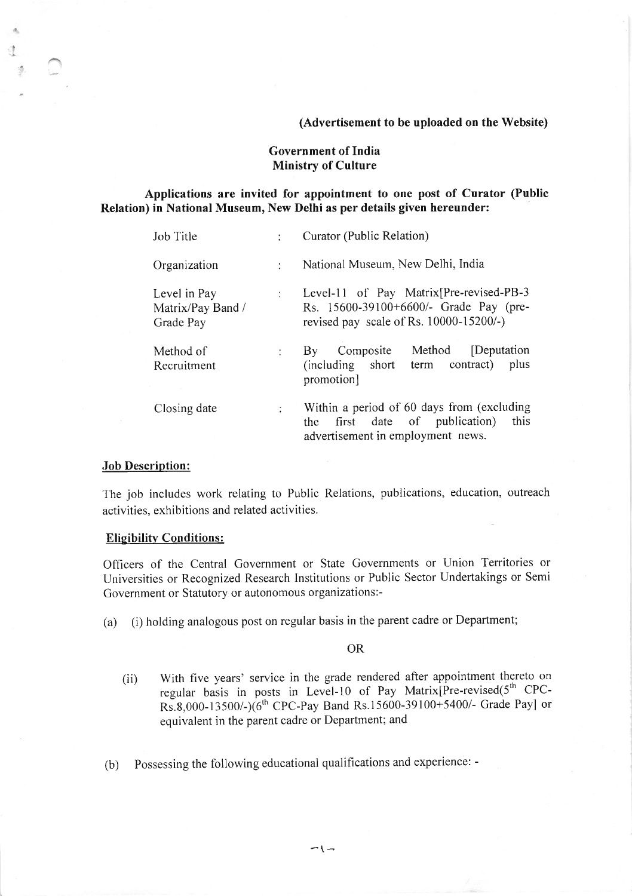**(Advertisement to be uploaded on the Website)**

**Government of India**
**Ministry of Culture**

**Applications are invited for appointment to one post of Curator (Public Relation) in National Museum, New Delhi as per details given hereunder:**

| | | |
|---|---|---|
| Job Title | : | Curator (Public Relation) |
| Organization | : | National Museum, New Delhi, India |
| Level in Pay Matrix/Pay Band / Grade Pay | : | Level-11 of Pay Matrix[Pre-revised-PB-3 Rs. 15600-39100+6600/- Grade Pay (pre-revised pay scale of Rs. 10000-15200/-) |
| Method of Recruitment | : | By Composite Method [Deputation (including short term contract) plus promotion] |
| Closing date | : | Within a period of 60 days from (excluding the first date of publication) this advertisement in employment news. |

**Job Description:**

The job includes work relating to Public Relations, publications, education, outreach activities, exhibitions and related activities.

**Eligibility Conditions:**

Officers of the Central Government or State Governments or Union Territories or Universities or Recognized Research Institutions or Public Sector Undertakings or Semi Government or Statutory or autonomous organizations:-

(a) (i) holding analogous post on regular basis in the parent cadre or Department;

OR

(ii) With five years' service in the grade rendered after appointment thereto on regular basis in posts in Level-10 of Pay Matrix[Pre-revised(5th CPC-Rs.8,000-13500/-)(6th CPC-Pay Band Rs.15600-39100+5400/- Grade Pay] or equivalent in the parent cadre or Department; and

(b) Possessing the following educational qualifications and experience: -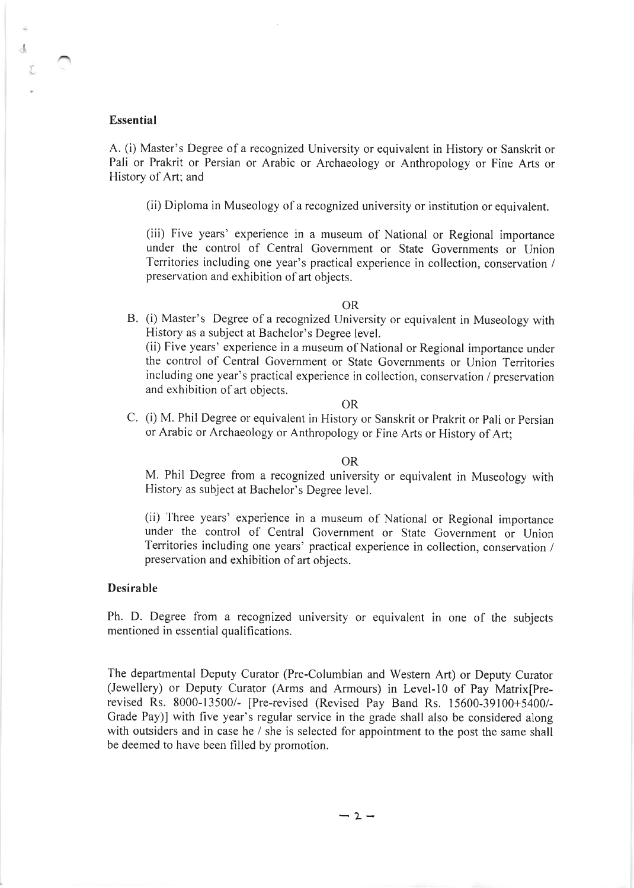**Essential**

A. (i) Master's Degree of a recognized University or equivalent in History or Sanskrit or Pali or Prakrit or Persian or Arabic or Archaeology or Anthropology or Fine Arts or History of Art; and

(ii) Diploma in Museology of a recognized university or institution or equivalent.

(iii) Five years' experience in a museum of National or Regional importance under the control of Central Government or State Governments or Union Territories including one year's practical experience in collection, conservation / preservation and exhibition of art objects.

OR

B. (i) Master's Degree of a recognized University or equivalent in Museology with History as a subject at Bachelor's Degree level.
(ii) Five years' experience in a museum of National or Regional importance under the control of Central Government or State Governments or Union Territories including one year's practical experience in collection, conservation / preservation and exhibition of art objects.

OR

C. (i) M. Phil Degree or equivalent in History or Sanskrit or Prakrit or Pali or Persian or Arabic or Archaeology or Anthropology or Fine Arts or History of Art;

OR

M. Phil Degree from a recognized university or equivalent in Museology with History as subject at Bachelor's Degree level.

(ii) Three years' experience in a museum of National or Regional importance under the control of Central Government or State Government or Union Territories including one years' practical experience in collection, conservation / preservation and exhibition of art objects.

**Desirable**

Ph. D. Degree from a recognized university or equivalent in one of the subjects mentioned in essential qualifications.

The departmental Deputy Curator (Pre-Columbian and Western Art) or Deputy Curator (Jewellery) or Deputy Curator (Arms and Armours) in Level-10 of Pay Matrix[Pre-revised Rs. 8000-13500/- [Pre-revised (Revised Pay Band Rs. 15600-39100+5400/- Grade Pay)] with five year's regular service in the grade shall also be considered along with outsiders and in case he / she is selected for appointment to the post the same shall be deemed to have been filled by promotion.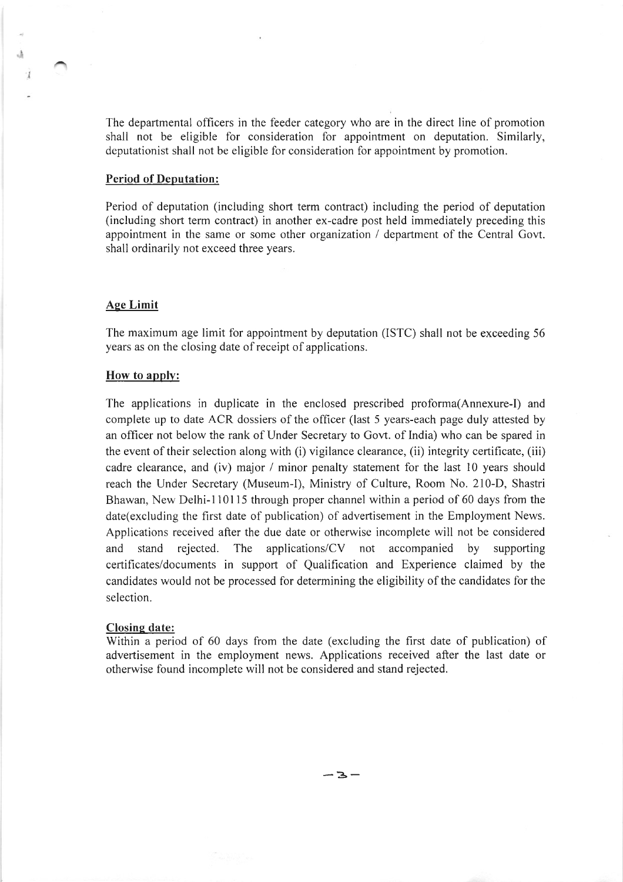The departmental officers in the feeder category who are in the direct line of promotion shall not be eligible for consideration for appointment on deputation. Similarly, deputationist shall not be eligible for consideration for appointment by promotion.

**Period of Deputation:**

Period of deputation (including short term contract) including the period of deputation (including short term contract) in another ex-cadre post held immediately preceding this appointment in the same or some other organization / department of the Central Govt. shall ordinarily not exceed three years.

**Age Limit**

The maximum age limit for appointment by deputation (ISTC) shall not be exceeding 56 years as on the closing date of receipt of applications.

**How to apply:**

The applications in duplicate in the enclosed prescribed proforma(Annexure-I) and complete up to date ACR dossiers of the officer (last 5 years-each page duly attested by an officer not below the rank of Under Secretary to Govt. of India) who can be spared in the event of their selection along with (i) vigilance clearance, (ii) integrity certificate, (iii) cadre clearance, and (iv) major / minor penalty statement for the last 10 years should reach the Under Secretary (Museum-I), Ministry of Culture, Room No. 210-D, Shastri Bhawan, New Delhi-110115 through proper channel within a period of 60 days from the date(excluding the first date of publication) of advertisement in the Employment News. Applications received after the due date or otherwise incomplete will not be considered and stand rejected. The applications/CV not accompanied by supporting certificates/documents in support of Qualification and Experience claimed by the candidates would not be processed for determining the eligibility of the candidates for the selection.

**Closing date:**

Within a period of 60 days from the date (excluding the first date of publication) of advertisement in the employment news. Applications received after the last date or otherwise found incomplete will not be considered and stand rejected.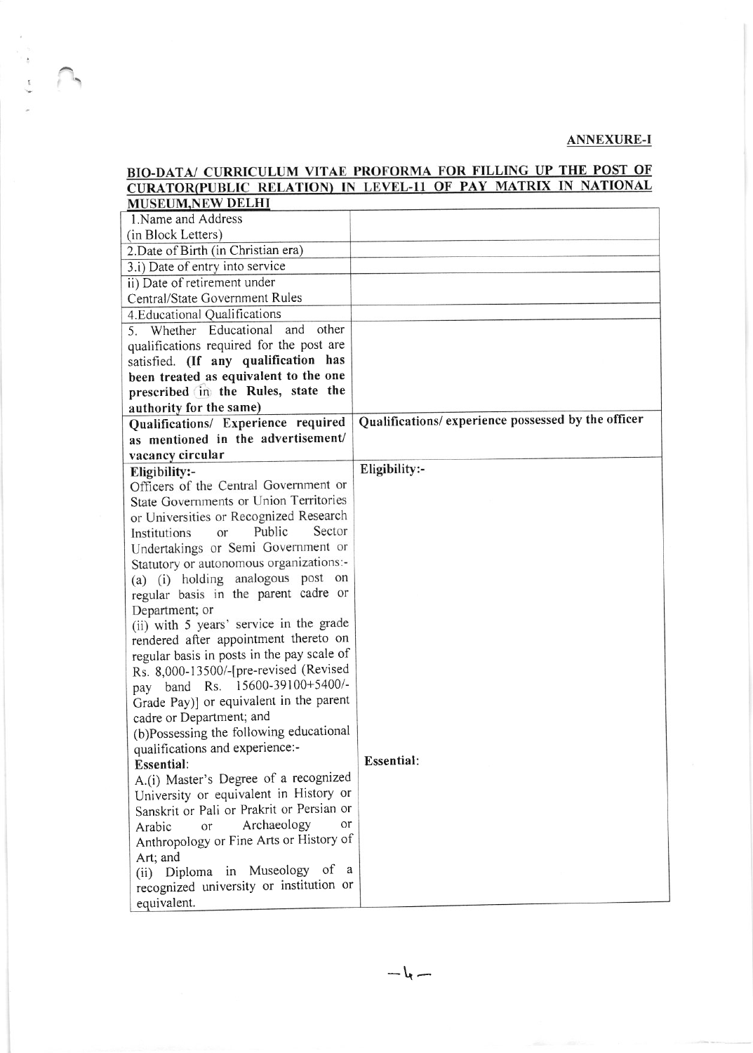**ANNEXURE-I**

## BIO-DATA/ CURRICULUM VITAE PROFORMA FOR FILLING UP THE POST OF CURATOR(PUBLIC RELATION) IN LEVEL-11 OF PAY MATRIX IN NATIONAL MUSEUM,NEW DELHI

| | |
|---|---|
| 1.Name and Address (in Block Letters) | |
| 2.Date of Birth (in Christian era) | |
| 3.i) Date of entry into service | |
| ii) Date of retirement under Central/State Government Rules | |
| 4.Educational Qualifications | |
| 5. Whether Educational and other qualifications required for the post are satisfied. **(If any qualification has been treated as equivalent to the one prescribed in the Rules, state the authority for the same)** | |
| **Qualifications/ Experience required as mentioned in the advertisement/ vacancy circular** | **Qualifications/ experience possessed by the officer** |
| **Eligibility:-**<br>Officers of the Central Government or State Governments or Union Territories or Universities or Recognized Research Institutions or Public Sector Undertakings or Semi Government or Statutory or autonomous organizations:-<br>(a) (i) holding analogous post on regular basis in the parent cadre or Department; or<br>(ii) with 5 years' service in the grade rendered after appointment thereto on regular basis in posts in the pay scale of Rs. 8,000-13500/-[pre-revised (Revised pay band Rs. 15600-39100+5400/- Grade Pay)] or equivalent in the parent cadre or Department; and<br>(b)Possessing the following educational qualifications and experience:- | **Eligibility:-** |
| **Essential**:<br>A.(i) Master's Degree of a recognized University or equivalent in History or Sanskrit or Pali or Prakrit or Persian or Arabic or Archaeology or Anthropology or Fine Arts or History of Art; and<br>(ii) Diploma in Museology of a recognized university or institution or equivalent. | **Essential**: |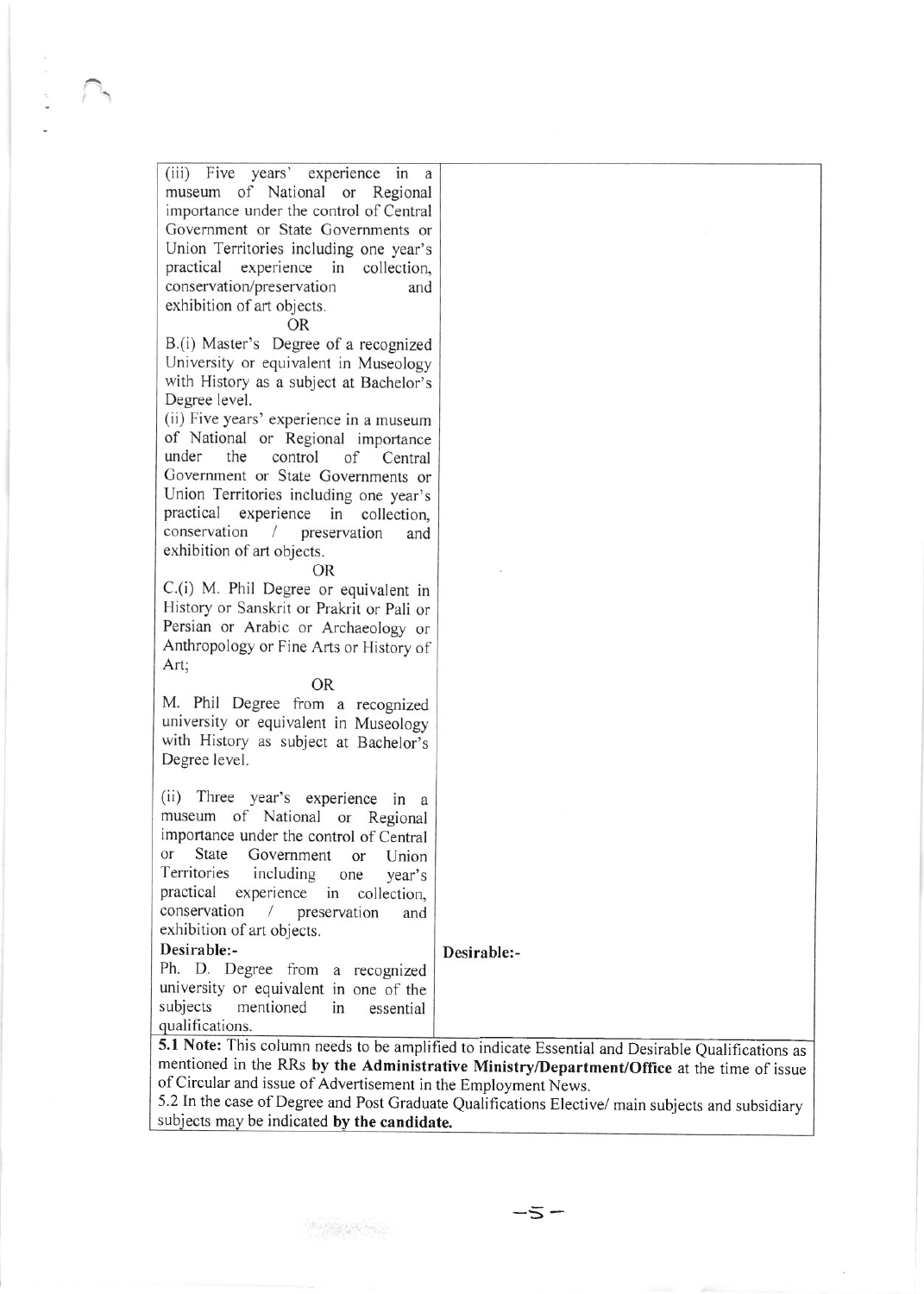| | |
|---|---|
| (iii) Five years' experience in a museum of National or Regional importance under the control of Central Government or State Governments or Union Territories including one year's practical experience in collection, conservation/preservation and exhibition of art objects.<br>OR<br>B.(i) Master's Degree of a recognized University or equivalent in Museology with History as a subject at Bachelor's Degree level.<br>(ii) Five years' experience in a museum of National or Regional importance under the control of Central Government or State Governments or Union Territories including one year's practical experience in collection, conservation / preservation and exhibition of art objects.<br>OR<br>C.(i) M. Phil Degree or equivalent in History or Sanskrit or Prakrit or Pali or Persian or Arabic or Archaeology or Anthropology or Fine Arts or History of Art;<br>OR<br>M. Phil Degree from a recognized university or equivalent in Museology with History as subject at Bachelor's Degree level.<br><br>(ii) Three year's experience in a museum of National or Regional importance under the control of Central or State Government or Union Territories including one year's practical experience in collection, conservation / preservation and exhibition of art objects.<br>**Desirable:-**<br>Ph. D. Degree from a recognized university or equivalent in one of the subjects mentioned in essential qualifications. | **Desirable:-** |

**5.1 Note:** This column needs to be amplified to indicate Essential and Desirable Qualifications as mentioned in the RRs **by the Administrative Ministry/Department/Office** at the time of issue of Circular and issue of Advertisement in the Employment News.

5.2 In the case of Degree and Post Graduate Qualifications Elective/ main subjects and subsidiary subjects may be indicated **by the candidate.**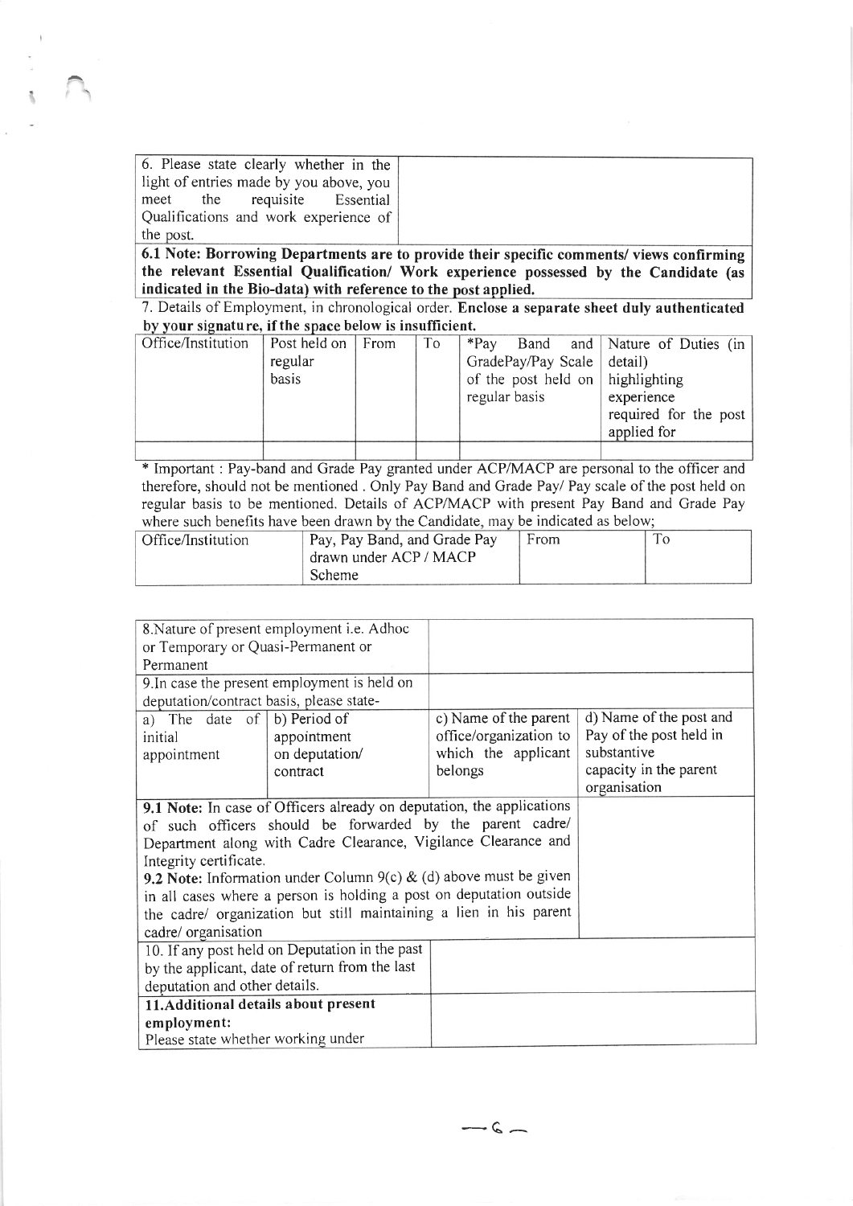| 6. Please state clearly whether in the light of entries made by you above, you meet the requisite Essential Qualifications and work experience of the post. | |
|---|---|

**6.1 Note: Borrowing Departments are to provide their specific comments/ views confirming the relevant Essential Qualification/ Work experience possessed by the Candidate (as indicated in the Bio-data) with reference to the post applied.**

7. Details of Employment, in chronological order. **Enclose a separate sheet duly authenticated by your signature, if the space below is insufficient.**

| Office/Institution | Post held on regular basis | From | To | *Pay Band and GradePay/Pay Scale of the post held on regular basis | Nature of Duties (in detail) highlighting experience required for the post applied for |
|---|---|---|---|---|---|
| | | | | | |

* Important : Pay-band and Grade Pay granted under ACP/MACP are personal to the officer and therefore, should not be mentioned . Only Pay Band and Grade Pay/ Pay scale of the post held on regular basis to be mentioned. Details of ACP/MACP with present Pay Band and Grade Pay where such benefits have been drawn by the Candidate, may be indicated as below;

| Office/Institution | Pay, Pay Band, and Grade Pay drawn under ACP / MACP Scheme | From | To |
|---|---|---|---|
| | | | |

| 8.Nature of present employment i.e. Adhoc or Temporary or Quasi-Permanent or Permanent | | | |
|---|---|---|---|
| 9.In case the present employment is held on deputation/contract basis, please state- | | | |
| a) The date of initial appointment | b) Period of appointment on deputation/ contract | c) Name of the parent office/organization to which the applicant belongs | d) Name of the post and Pay of the post held in substantive capacity in the parent organisation |
| **9.1 Note:** In case of Officers already on deputation, the applications of such officers should be forwarded by the parent cadre/ Department along with Cadre Clearance, Vigilance Clearance and Integrity certificate.<br>**9.2 Note:** Information under Column 9(c) & (d) above must be given in all cases where a person is holding a post on deputation outside the cadre/ organization but still maintaining a lien in his parent cadre/ organisation | | | |
| 10. If any post held on Deputation in the past by the applicant, date of return from the last deputation and other details. | | | |
| **11.Additional details about present employment:**<br>Please state whether working under | | | |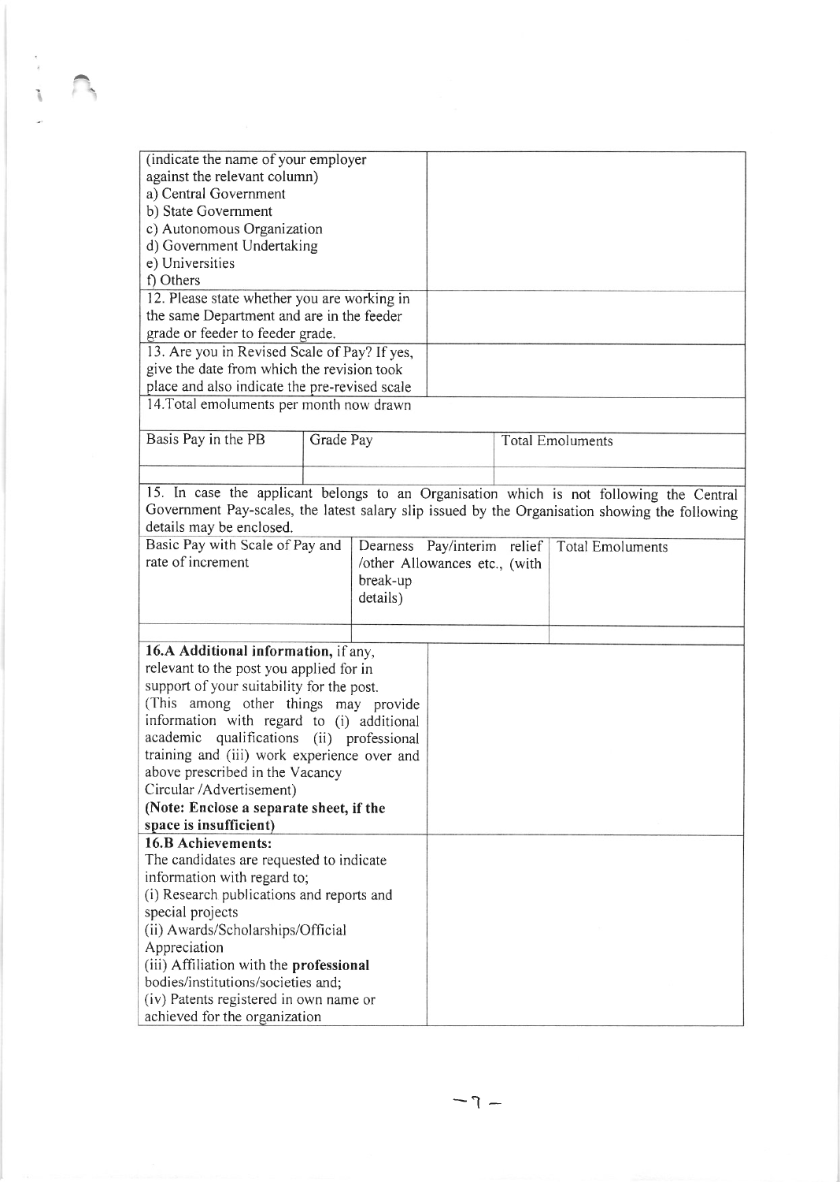| | |
|---|---|
| (indicate the name of your employer against the relevant column)<br>a) Central Government<br>b) State Government<br>c) Autonomous Organization<br>d) Government Undertaking<br>e) Universities<br>f) Others | |
| 12. Please state whether you are working in the same Department and are in the feeder grade or feeder to feeder grade. | |
| 13. Are you in Revised Scale of Pay? If yes, give the date from which the revision took place and also indicate the pre-revised scale | |

14.Total emoluments per month now drawn

| Basis Pay in the PB | Grade Pay | Total Emoluments |
|---|---|---|
| | | |

15. In case the applicant belongs to an Organisation which is not following the Central Government Pay-scales, the latest salary slip issued by the Organisation showing the following details may be enclosed.

| Basic Pay with Scale of Pay and rate of increment | Dearness Pay/interim relief /other Allowances etc., (with break-up details) | Total Emoluments |
|---|---|---|
| | | |

| | |
|---|---|
| **16.A Additional information,** if any, relevant to the post you applied for in support of your suitability for the post.<br>(This among other things may provide information with regard to (i) additional academic qualifications (ii) professional training and (iii) work experience over and above prescribed in the Vacancy Circular /Advertisement)<br>**(Note: Enclose a separate sheet, if the space is insufficient)** | |
| **16.B Achievements:**<br>The candidates are requested to indicate information with regard to;<br>(i) Research publications and reports and special projects<br>(ii) Awards/Scholarships/Official Appreciation<br>(iii) Affiliation with the **professional** bodies/institutions/societies and;<br>(iv) Patents registered in own name or achieved for the organization | |